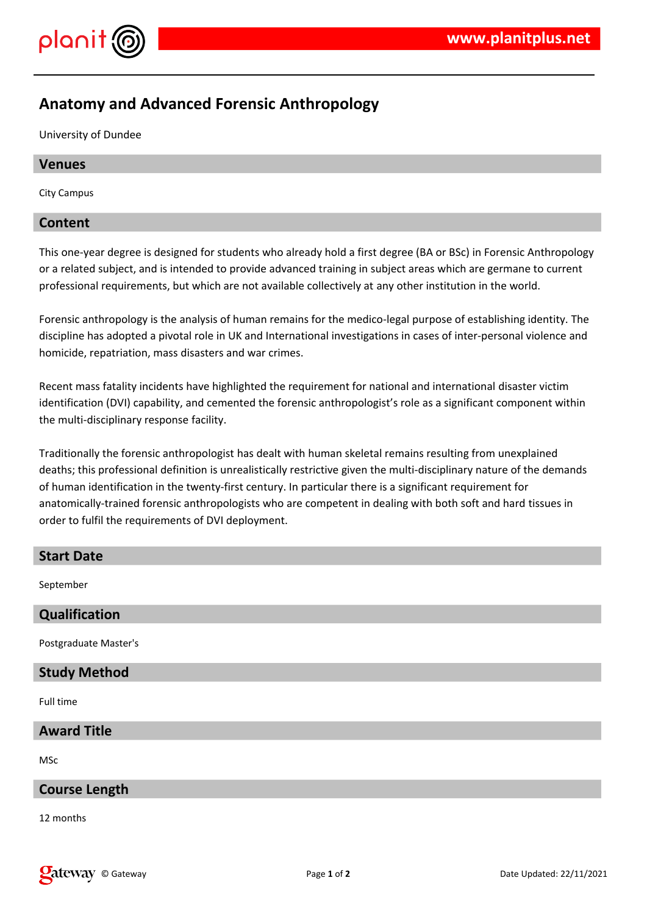# Anatomy and Advanced Forensic Anthropology

University of Dundee

## Venues

City Campus

## Content

This one-year degree is designed for students who already hold a first degree (BA or BSc) in Forensic Anthropology or a related subject, and is intended to provide advanced training in subject areas which are germane to current professional requirements, but which are not available collectively at any other institution in the world.

Forensic anthropology is the analysis of human remains for the medico-legal purpose of establishing identity. The discipline has adopted a pivotal role in UK and International investigations in cases of inter-personal violence and homicide, repatriation, mass disasters and war crimes.

Recent mass fatality incidents have highlighted the requirement for national and international disaster victim identification (DVI) capability, and cemented the forensic anthropologist's role as a significant component within the multi-disciplinary response facility.

Traditionally the forensic anthropologist has dealt with human skeletal remains resulting from unexplained deaths; this professional definition is unrealistically restrictive given the multi-disciplinary nature of the demands of human identification in the twenty-first century. In particular there is a significant requirement for anatomically-trained forensic anthropologists who are competent in dealing with both soft and hard tissues in order to fulfil the requirements of DVI deployment.

## Start Date

September

## Qualification

Postgraduate Master's

## Study Method

Full time

## Award Title

MSc

## Course Length

12 months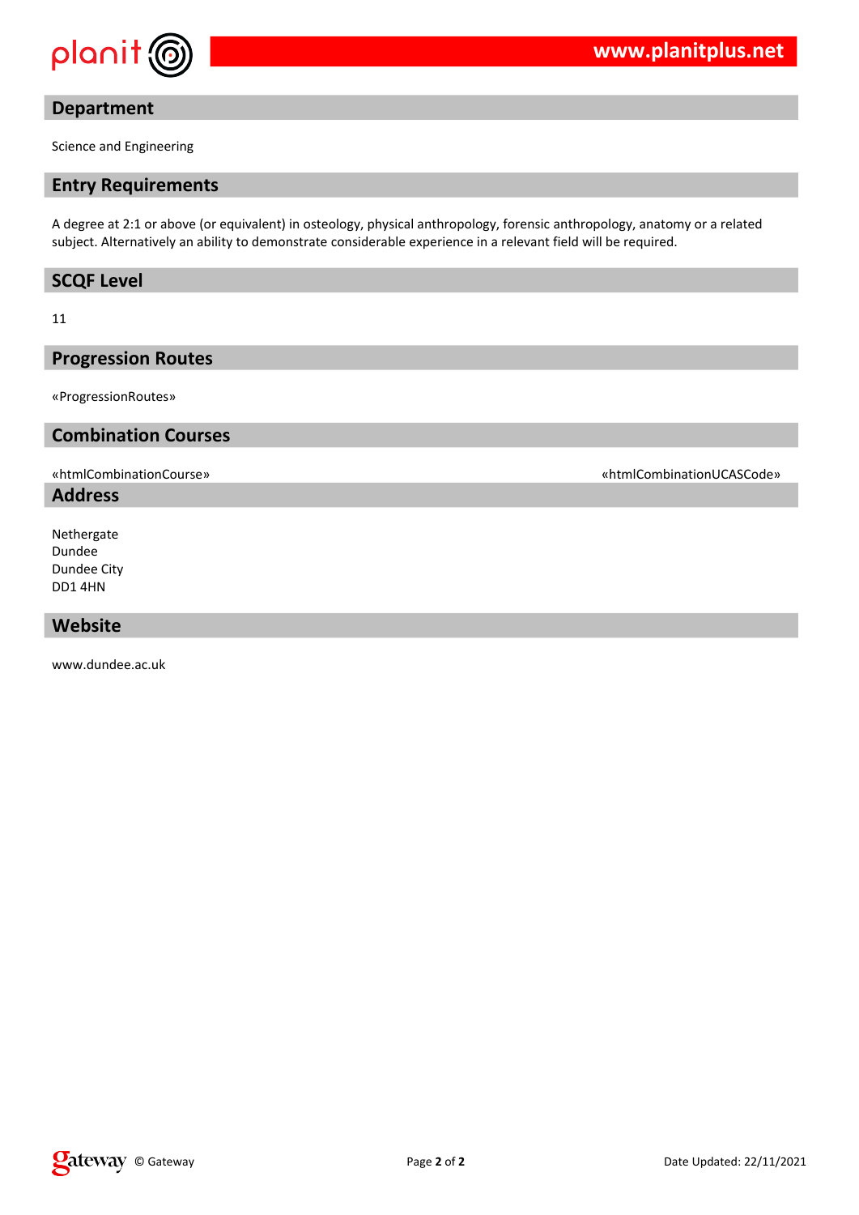## Department

Science and Engineering

## Entry Requirements

A degree at 2:1 or above (or equivalent) in osteology, physical anthropology, forensic anthropology, anatomy or a related subject. Alternatively an ability to demonstrate considerable experience in a relevant field will be required.

## SCQF Level

11

## Progression Routes

«ProgressionRoutes»

## Combination Courses

«htmlCombinationCourse» «htmlCombinationUCASCode»

## Address

Nethergate
Dundee
Dundee City
DD1 4HN

## Website

www.dundee.ac.uk